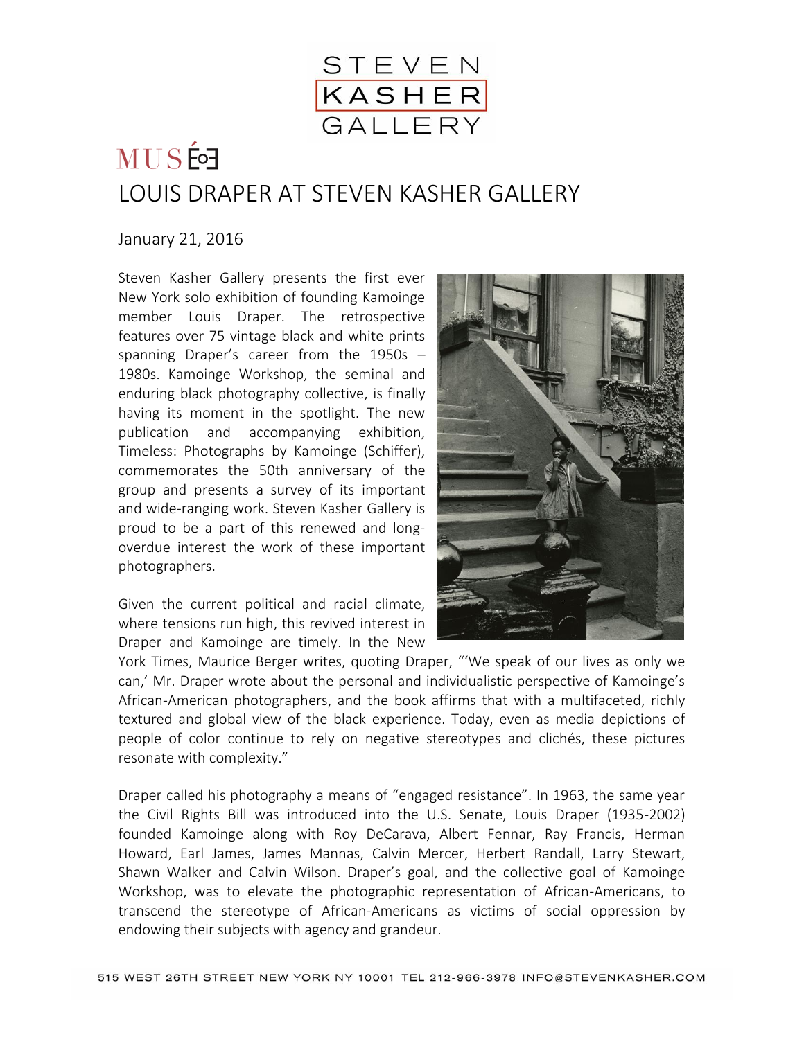STEVEN KASHER GALLERY

MUSÉE

# LOUIS DRAPER AT STEVEN KASHER GALLERY

January 21, 2016

Steven Kasher Gallery presents the first ever New York solo exhibition of founding Kamoinge member Louis Draper. The retrospective features over 75 vintage black and white prints spanning Draper's career from the 1950s – 1980s. Kamoinge Workshop, the seminal and enduring black photography collective, is finally having its moment in the spotlight. The new publication and accompanying exhibition, Timeless: Photographs by Kamoinge (Schiffer), commemorates the 50th anniversary of the group and presents a survey of its important and wide-ranging work. Steven Kasher Gallery is proud to be a part of this renewed and long-overdue interest the work of these important photographers.

Given the current political and racial climate, where tensions run high, this revived interest in Draper and Kamoinge are timely. In the New York Times, Maurice Berger writes, quoting Draper, "'We speak of our lives as only we can,' Mr. Draper wrote about the personal and individualistic perspective of Kamoinge's African-American photographers, and the book affirms that with a multifaceted, richly textured and global view of the black experience. Today, even as media depictions of people of color continue to rely on negative stereotypes and clichés, these pictures resonate with complexity."

Draper called his photography a means of "engaged resistance". In 1963, the same year the Civil Rights Bill was introduced into the U.S. Senate, Louis Draper (1935-2002) founded Kamoinge along with Roy DeCarava, Albert Fennar, Ray Francis, Herman Howard, Earl James, James Mannas, Calvin Mercer, Herbert Randall, Larry Stewart, Shawn Walker and Calvin Wilson. Draper's goal, and the collective goal of Kamoinge Workshop, was to elevate the photographic representation of African-Americans, to transcend the stereotype of African-Americans as victims of social oppression by endowing their subjects with agency and grandeur.

515 WEST 26TH STREET NEW YORK NY 10001 TEL 212-966-3978 INFO@STEVENKASHER.COM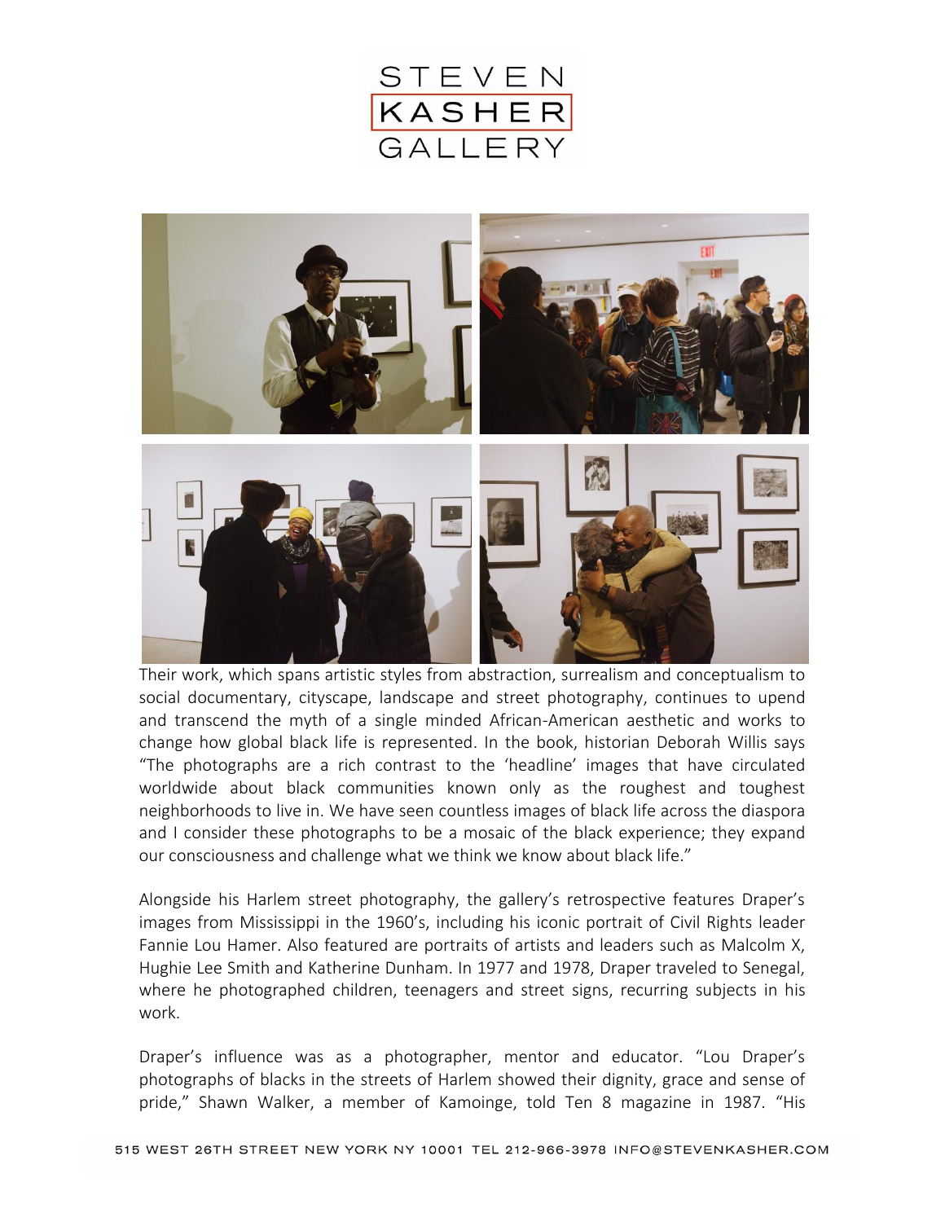Their work, which spans artistic styles from abstraction, surrealism and conceptualism to social documentary, cityscape, landscape and street photography, continues to upend and transcend the myth of a single minded African-American aesthetic and works to change how global black life is represented. In the book, historian Deborah Willis says "The photographs are a rich contrast to the 'headline' images that have circulated worldwide about black communities known only as the roughest and toughest neighborhoods to live in. We have seen countless images of black life across the diaspora and I consider these photographs to be a mosaic of the black experience; they expand our consciousness and challenge what we think we know about black life."

Alongside his Harlem street photography, the gallery's retrospective features Draper's images from Mississippi in the 1960's, including his iconic portrait of Civil Rights leader Fannie Lou Hamer. Also featured are portraits of artists and leaders such as Malcolm X, Hughie Lee Smith and Katherine Dunham. In 1977 and 1978, Draper traveled to Senegal, where he photographed children, teenagers and street signs, recurring subjects in his work.

Draper's influence was as a photographer, mentor and educator. "Lou Draper's photographs of blacks in the streets of Harlem showed their dignity, grace and sense of pride," Shawn Walker, a member of Kamoinge, told Ten 8 magazine in 1987. "His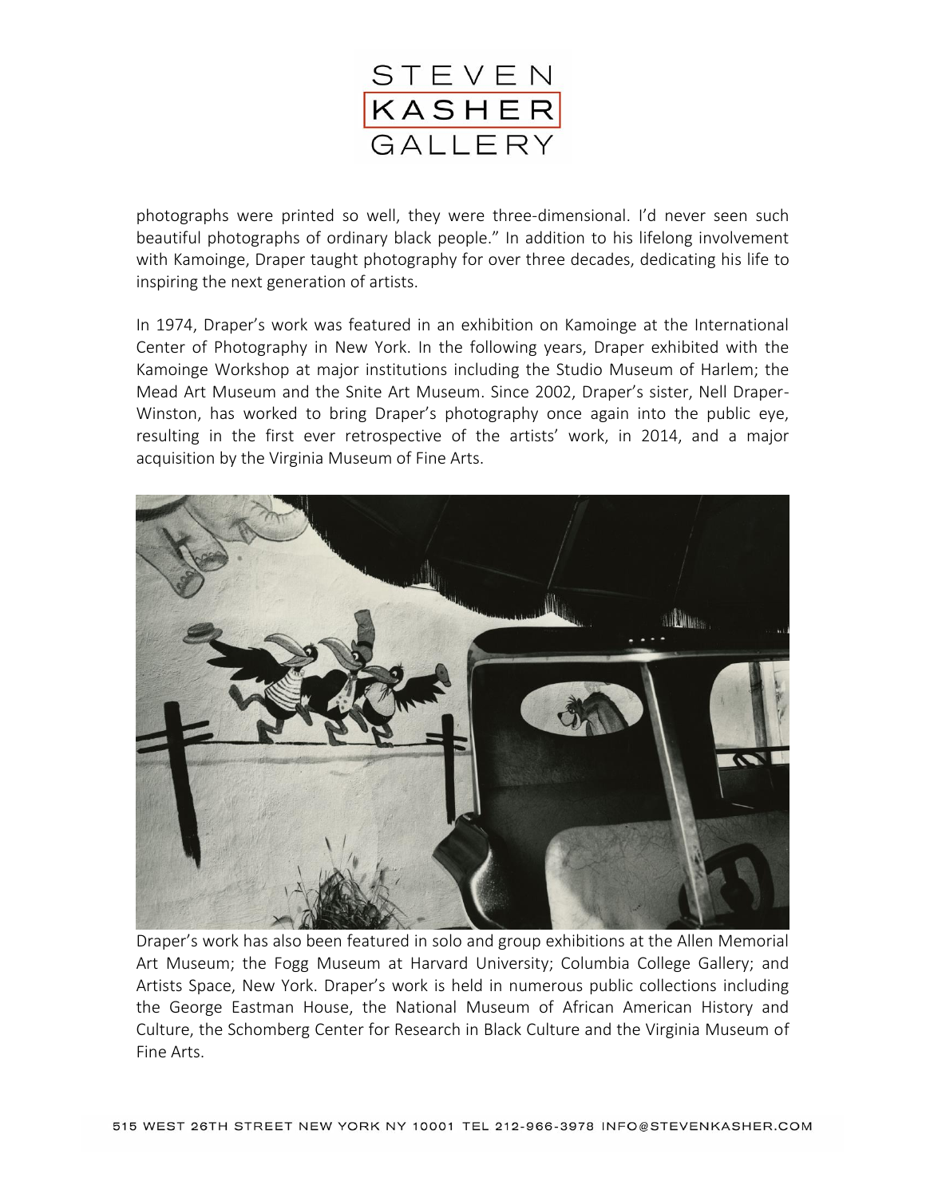photographs were printed so well, they were three-dimensional. I'd never seen such beautiful photographs of ordinary black people." In addition to his lifelong involvement with Kamoinge, Draper taught photography for over three decades, dedicating his life to inspiring the next generation of artists.

In 1974, Draper's work was featured in an exhibition on Kamoinge at the International Center of Photography in New York. In the following years, Draper exhibited with the Kamoinge Workshop at major institutions including the Studio Museum of Harlem; the Mead Art Museum and the Snite Art Museum. Since 2002, Draper's sister, Nell Draper-Winston, has worked to bring Draper's photography once again into the public eye, resulting in the first ever retrospective of the artists' work, in 2014, and a major acquisition by the Virginia Museum of Fine Arts.

Draper's work has also been featured in solo and group exhibitions at the Allen Memorial Art Museum; the Fogg Museum at Harvard University; Columbia College Gallery; and Artists Space, New York. Draper's work is held in numerous public collections including the George Eastman House, the National Museum of African American History and Culture, the Schomberg Center for Research in Black Culture and the Virginia Museum of Fine Arts.